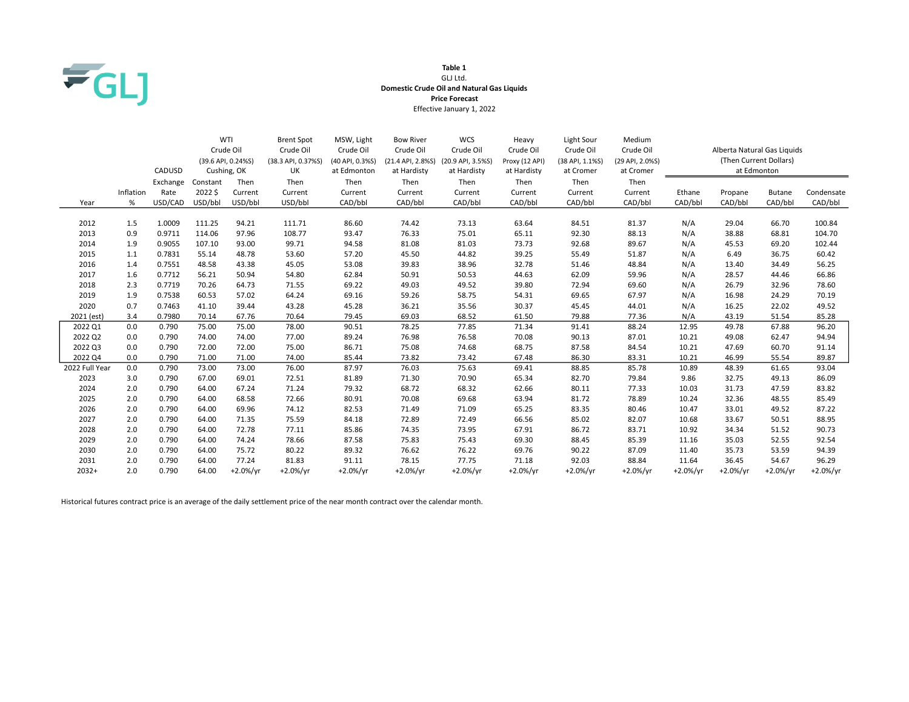**Table 1**
GLJ Ltd.
**Domestic Crude Oil and Natural Gas Liquids**
**Price Forecast**
Effective January 1, 2022

| Year | Inflation % | CADUSD Exchange Rate USD/CAD | WTI Crude Oil (39.6 API, 0.24%S) Cushing, OK Constant 2022 $ USD/bbl | WTI Crude Oil (39.6 API, 0.24%S) Cushing, OK Then Current USD/bbl | Brent Spot Crude Oil (38.3 API, 0.37%S) UK Then Current USD/bbl | MSW, Light Crude Oil (40 API, 0.3%S) at Edmonton Then Current CAD/bbl | Bow River Crude Oil (21.4 API, 2.8%S) at Hardisty Then Current CAD/bbl | WCS Crude Oil (20.9 API, 3.5%S) at Hardisty Then Current CAD/bbl | Heavy Crude Oil Proxy (12 API) at Hardisty Then Current CAD/bbl | Light Sour Crude Oil (38 API, 1.1%S) at Cromer Then Current CAD/bbl | Medium Crude Oil (29 API, 2.0%S) at Cromer Then Current CAD/bbl | Alberta Natural Gas Liquids (Then Current Dollars) at Edmonton Ethane CAD/bbl | Propane CAD/bbl | Butane CAD/bbl | Condensate CAD/bbl |
|---|---|---|---|---|---|---|---|---|---|---|---|---|---|---|---|
| 2012 | 1.5 | 1.0009 | 111.25 | 94.21 | 111.71 | 86.60 | 74.42 | 73.13 | 63.64 | 84.51 | 81.37 | N/A | 29.04 | 66.70 | 100.84 |
| 2013 | 0.9 | 0.9711 | 114.06 | 97.96 | 108.77 | 93.47 | 76.33 | 75.01 | 65.11 | 92.30 | 88.13 | N/A | 38.88 | 68.81 | 104.70 |
| 2014 | 1.9 | 0.9055 | 107.10 | 93.00 | 99.71 | 94.58 | 81.08 | 81.03 | 73.73 | 92.68 | 89.67 | N/A | 45.53 | 69.20 | 102.44 |
| 2015 | 1.1 | 0.7831 | 55.14 | 48.78 | 53.60 | 57.20 | 45.50 | 44.82 | 39.25 | 55.49 | 51.87 | N/A | 6.49 | 36.75 | 60.42 |
| 2016 | 1.4 | 0.7551 | 48.58 | 43.38 | 45.05 | 53.08 | 39.83 | 38.96 | 32.78 | 51.46 | 48.84 | N/A | 13.40 | 34.49 | 56.25 |
| 2017 | 1.6 | 0.7712 | 56.21 | 50.94 | 54.80 | 62.84 | 50.91 | 50.53 | 44.63 | 62.09 | 59.96 | N/A | 28.57 | 44.46 | 66.86 |
| 2018 | 2.3 | 0.7719 | 70.26 | 64.73 | 71.55 | 69.22 | 49.03 | 49.52 | 39.80 | 72.94 | 69.60 | N/A | 26.79 | 32.96 | 78.60 |
| 2019 | 1.9 | 0.7538 | 60.53 | 57.02 | 64.24 | 69.16 | 59.26 | 58.75 | 54.31 | 69.65 | 67.97 | N/A | 16.98 | 24.29 | 70.19 |
| 2020 | 0.7 | 0.7463 | 41.10 | 39.44 | 43.28 | 45.28 | 36.21 | 35.56 | 30.37 | 45.45 | 44.01 | N/A | 16.25 | 22.02 | 49.52 |
| 2021 (est) | 3.4 | 0.7980 | 70.14 | 67.76 | 70.64 | 79.45 | 69.03 | 68.52 | 61.50 | 79.88 | 77.36 | N/A | 43.19 | 51.54 | 85.28 |
| 2022 Q1 | 0.0 | 0.790 | 75.00 | 75.00 | 78.00 | 90.51 | 78.25 | 77.85 | 71.34 | 91.41 | 88.24 | 12.95 | 49.78 | 67.88 | 96.20 |
| 2022 Q2 | 0.0 | 0.790 | 74.00 | 74.00 | 77.00 | 89.24 | 76.98 | 76.58 | 70.08 | 90.13 | 87.01 | 10.21 | 49.08 | 62.47 | 94.94 |
| 2022 Q3 | 0.0 | 0.790 | 72.00 | 72.00 | 75.00 | 86.71 | 75.08 | 74.68 | 68.75 | 87.58 | 84.54 | 10.21 | 47.69 | 60.70 | 91.14 |
| 2022 Q4 | 0.0 | 0.790 | 71.00 | 71.00 | 74.00 | 85.44 | 73.82 | 73.42 | 67.48 | 86.30 | 83.31 | 10.21 | 46.99 | 55.54 | 89.87 |
| 2022 Full Year | 0.0 | 0.790 | 73.00 | 73.00 | 76.00 | 87.97 | 76.03 | 75.63 | 69.41 | 88.85 | 85.78 | 10.89 | 48.39 | 61.65 | 93.04 |
| 2023 | 3.0 | 0.790 | 67.00 | 69.01 | 72.51 | 81.89 | 71.30 | 70.90 | 65.34 | 82.70 | 79.84 | 9.86 | 32.75 | 49.13 | 86.09 |
| 2024 | 2.0 | 0.790 | 64.00 | 67.24 | 71.24 | 79.32 | 68.72 | 68.32 | 62.66 | 80.11 | 77.33 | 10.03 | 31.73 | 47.59 | 83.82 |
| 2025 | 2.0 | 0.790 | 64.00 | 68.58 | 72.66 | 80.91 | 70.08 | 69.68 | 63.94 | 81.72 | 78.89 | 10.24 | 32.36 | 48.55 | 85.49 |
| 2026 | 2.0 | 0.790 | 64.00 | 69.96 | 74.12 | 82.53 | 71.49 | 71.09 | 65.25 | 83.35 | 80.46 | 10.47 | 33.01 | 49.52 | 87.22 |
| 2027 | 2.0 | 0.790 | 64.00 | 71.35 | 75.59 | 84.18 | 72.89 | 72.49 | 66.56 | 85.02 | 82.07 | 10.68 | 33.67 | 50.51 | 88.95 |
| 2028 | 2.0 | 0.790 | 64.00 | 72.78 | 77.11 | 85.86 | 74.35 | 73.95 | 67.91 | 86.72 | 83.71 | 10.92 | 34.34 | 51.52 | 90.73 |
| 2029 | 2.0 | 0.790 | 64.00 | 74.24 | 78.66 | 87.58 | 75.83 | 75.43 | 69.30 | 88.45 | 85.39 | 11.16 | 35.03 | 52.55 | 92.54 |
| 2030 | 2.0 | 0.790 | 64.00 | 75.72 | 80.22 | 89.32 | 76.62 | 76.22 | 69.76 | 90.22 | 87.09 | 11.40 | 35.73 | 53.59 | 94.39 |
| 2031 | 2.0 | 0.790 | 64.00 | 77.24 | 81.83 | 91.11 | 78.15 | 77.75 | 71.18 | 92.03 | 88.84 | 11.64 | 36.45 | 54.67 | 96.29 |
| 2032+ | 2.0 | 0.790 | 64.00 | +2.0%/yr | +2.0%/yr | +2.0%/yr | +2.0%/yr | +2.0%/yr | +2.0%/yr | +2.0%/yr | +2.0%/yr | +2.0%/yr | +2.0%/yr | +2.0%/yr | +2.0%/yr |

Historical futures contract price is an average of the daily settlement price of the near month contract over the calendar month.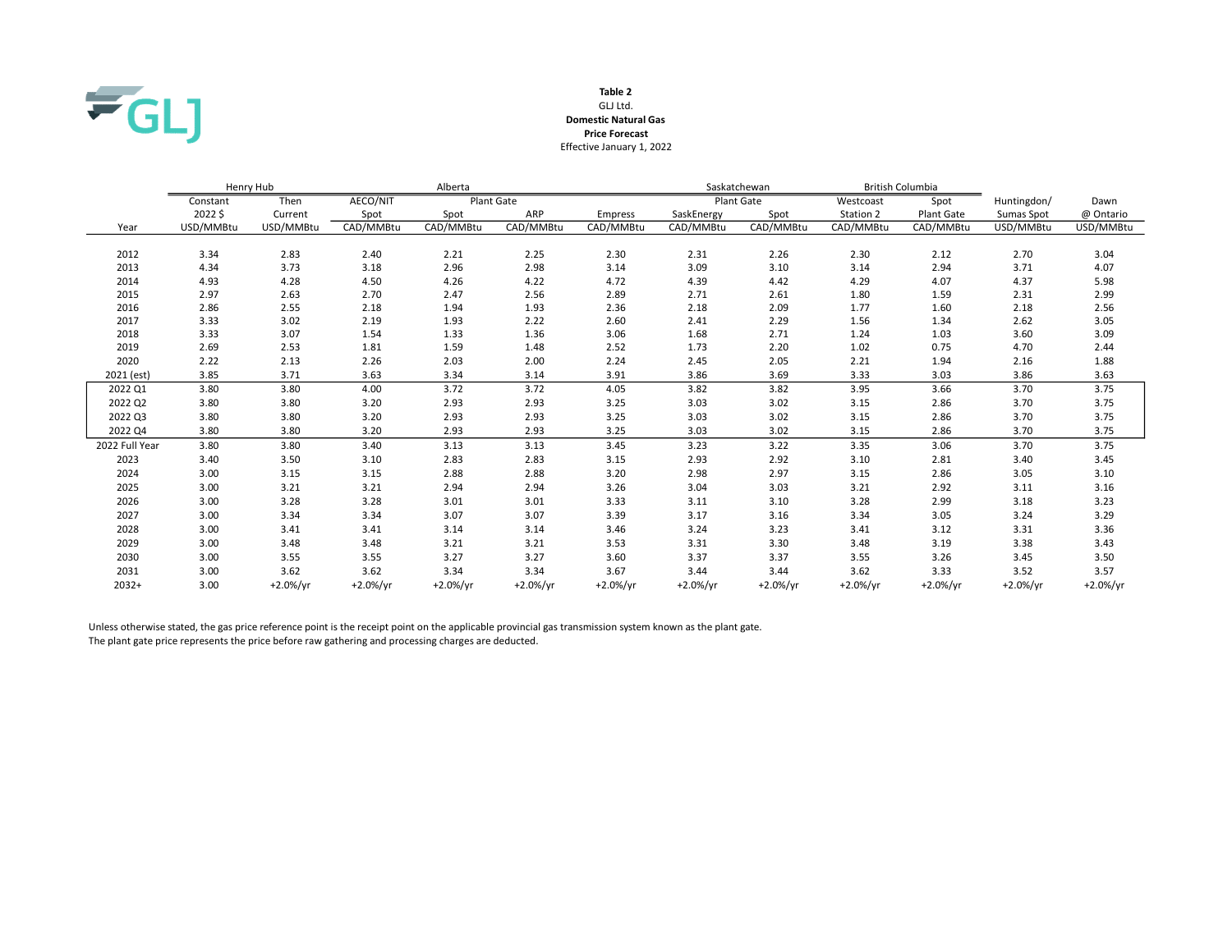**Table 2**

GLJ Ltd.

**Domestic Natural Gas**

**Price Forecast**

Effective January 1, 2022

| | Henry Hub | | Alberta | | | | Saskatchewan | | British Columbia | | | |
|---|---|---|---|---|---|---|---|---|---|---|---|---|
| | Constant | Then | AECO/NIT | Plant Gate | | | Plant Gate | | Westcoast | Spot | Huntingdon/ | Dawn |
| | 2022 $ | Current | Spot | Spot | ARP | Empress | SaskEnergy | Spot | Station 2 | Plant Gate | Sumas Spot | @ Ontario |
| Year | USD/MMBtu | USD/MMBtu | CAD/MMBtu | CAD/MMBtu | CAD/MMBtu | CAD/MMBtu | CAD/MMBtu | CAD/MMBtu | CAD/MMBtu | CAD/MMBtu | USD/MMBtu | USD/MMBtu |
| 2012 | 3.34 | 2.83 | 2.40 | 2.21 | 2.25 | 2.30 | 2.31 | 2.26 | 2.30 | 2.12 | 2.70 | 3.04 |
| 2013 | 4.34 | 3.73 | 3.18 | 2.96 | 2.98 | 3.14 | 3.09 | 3.10 | 3.14 | 2.94 | 3.71 | 4.07 |
| 2014 | 4.93 | 4.28 | 4.50 | 4.26 | 4.22 | 4.72 | 4.39 | 4.42 | 4.29 | 4.07 | 4.37 | 5.98 |
| 2015 | 2.97 | 2.63 | 2.70 | 2.47 | 2.56 | 2.89 | 2.71 | 2.61 | 1.80 | 1.59 | 2.31 | 2.99 |
| 2016 | 2.86 | 2.55 | 2.18 | 1.94 | 1.93 | 2.36 | 2.18 | 2.09 | 1.77 | 1.60 | 2.18 | 2.56 |
| 2017 | 3.33 | 3.02 | 2.19 | 1.93 | 2.22 | 2.60 | 2.41 | 2.29 | 1.56 | 1.34 | 2.62 | 3.05 |
| 2018 | 3.33 | 3.07 | 1.54 | 1.33 | 1.36 | 3.06 | 1.68 | 2.71 | 1.24 | 1.03 | 3.60 | 3.09 |
| 2019 | 2.69 | 2.53 | 1.81 | 1.59 | 1.48 | 2.52 | 1.73 | 2.20 | 1.02 | 0.75 | 4.70 | 2.44 |
| 2020 | 2.22 | 2.13 | 2.26 | 2.03 | 2.00 | 2.24 | 2.45 | 2.05 | 2.21 | 1.94 | 2.16 | 1.88 |
| 2021 (est) | 3.85 | 3.71 | 3.63 | 3.34 | 3.14 | 3.91 | 3.86 | 3.69 | 3.33 | 3.03 | 3.86 | 3.63 |
| 2022 Q1 | 3.80 | 3.80 | 4.00 | 3.72 | 3.72 | 4.05 | 3.82 | 3.82 | 3.95 | 3.66 | 3.70 | 3.75 |
| 2022 Q2 | 3.80 | 3.80 | 3.20 | 2.93 | 2.93 | 3.25 | 3.03 | 3.02 | 3.15 | 2.86 | 3.70 | 3.75 |
| 2022 Q3 | 3.80 | 3.80 | 3.20 | 2.93 | 2.93 | 3.25 | 3.03 | 3.02 | 3.15 | 2.86 | 3.70 | 3.75 |
| 2022 Q4 | 3.80 | 3.80 | 3.20 | 2.93 | 2.93 | 3.25 | 3.03 | 3.02 | 3.15 | 2.86 | 3.70 | 3.75 |
| 2022 Full Year | 3.80 | 3.80 | 3.40 | 3.13 | 3.13 | 3.45 | 3.23 | 3.22 | 3.35 | 3.06 | 3.70 | 3.75 |
| 2023 | 3.40 | 3.50 | 3.10 | 2.83 | 2.83 | 3.15 | 2.93 | 2.92 | 3.10 | 2.81 | 3.40 | 3.45 |
| 2024 | 3.00 | 3.15 | 3.15 | 2.88 | 2.88 | 3.20 | 2.98 | 2.97 | 3.15 | 2.86 | 3.05 | 3.10 |
| 2025 | 3.00 | 3.21 | 3.21 | 2.94 | 2.94 | 3.26 | 3.04 | 3.03 | 3.21 | 2.92 | 3.11 | 3.16 |
| 2026 | 3.00 | 3.28 | 3.28 | 3.01 | 3.01 | 3.33 | 3.11 | 3.10 | 3.28 | 2.99 | 3.18 | 3.23 |
| 2027 | 3.00 | 3.34 | 3.34 | 3.07 | 3.07 | 3.39 | 3.17 | 3.16 | 3.34 | 3.05 | 3.24 | 3.29 |
| 2028 | 3.00 | 3.41 | 3.41 | 3.14 | 3.14 | 3.46 | 3.24 | 3.23 | 3.41 | 3.12 | 3.31 | 3.36 |
| 2029 | 3.00 | 3.48 | 3.48 | 3.21 | 3.21 | 3.53 | 3.31 | 3.30 | 3.48 | 3.19 | 3.38 | 3.43 |
| 2030 | 3.00 | 3.55 | 3.55 | 3.27 | 3.27 | 3.60 | 3.37 | 3.37 | 3.55 | 3.26 | 3.45 | 3.50 |
| 2031 | 3.00 | 3.62 | 3.62 | 3.34 | 3.34 | 3.67 | 3.44 | 3.44 | 3.62 | 3.33 | 3.52 | 3.57 |
| 2032+ | 3.00 | +2.0%/yr | +2.0%/yr | +2.0%/yr | +2.0%/yr | +2.0%/yr | +2.0%/yr | +2.0%/yr | +2.0%/yr | +2.0%/yr | +2.0%/yr | +2.0%/yr |

Unless otherwise stated, the gas price reference point is the receipt point on the applicable provincial gas transmission system known as the plant gate.
The plant gate price represents the price before raw gathering and processing charges are deducted.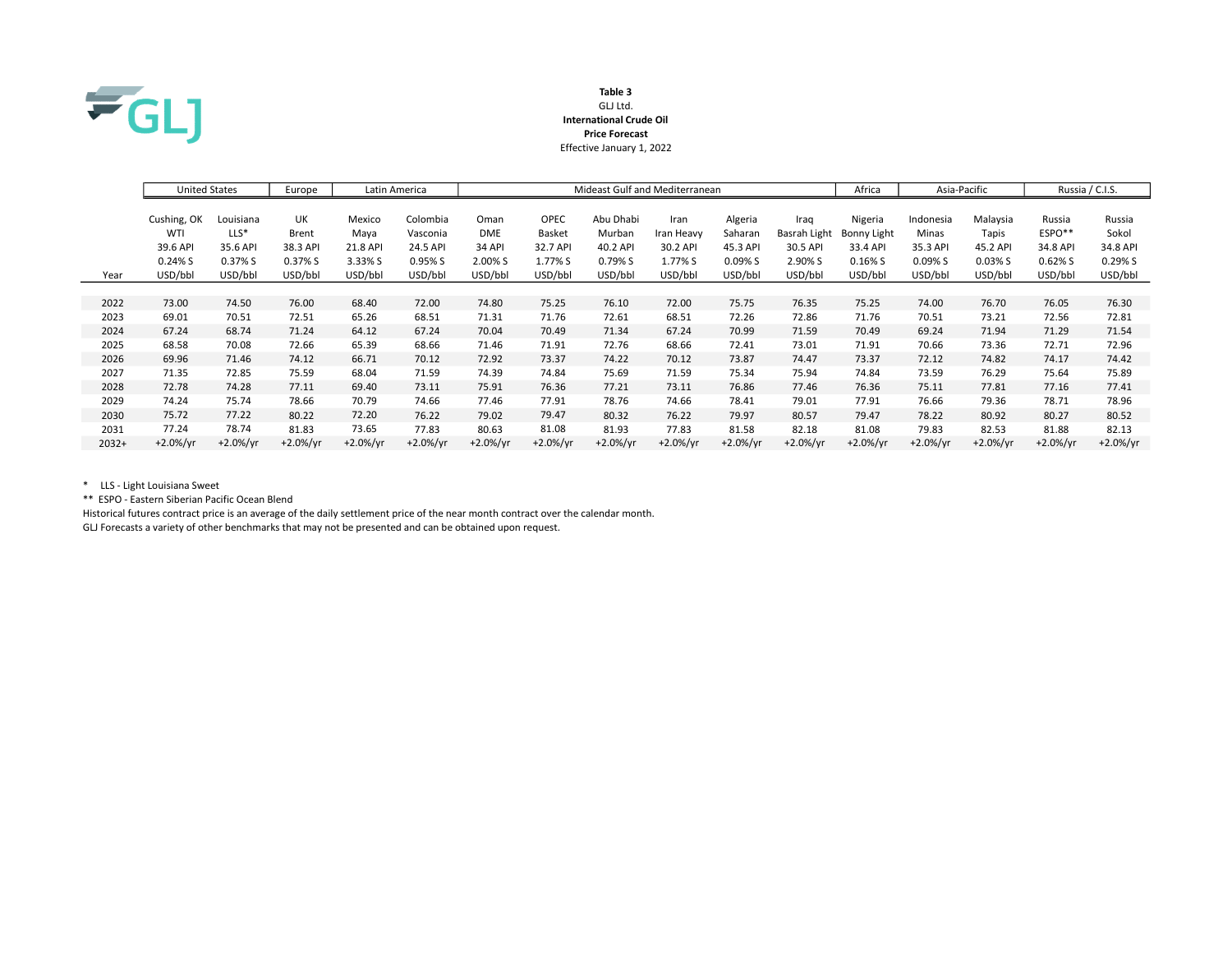**Table 3**
GLJ Ltd.
**International Crude Oil**
**Price Forecast**
Effective January 1, 2022

| | United States | | Europe | Latin America | | Mideast Gulf and Mediterranean | | | | | | Africa | Asia-Pacific | | Russia / C.I.S. | |
|---|---|---|---|---|---|---|---|---|---|---|---|---|---|---|---|---|
| Year | Cushing, OK WTI 39.6 API 0.24% S USD/bbl | Louisiana LLS* 35.6 API 0.37% S USD/bbl | UK Brent 38.3 API 0.37% S USD/bbl | Mexico Maya 21.8 API 3.33% S USD/bbl | Colombia Vasconia 24.5 API 0.95% S USD/bbl | Oman DME 34 API 2.00% S USD/bbl | OPEC Basket 32.7 API 1.77% S USD/bbl | Abu Dhabi Murban 40.2 API 0.79% S USD/bbl | Iran Iran Heavy 30.2 API 1.77% S USD/bbl | Algeria Saharan 45.3 API 0.09% S USD/bbl | Iraq Basrah Light 30.5 API 2.90% S USD/bbl | Nigeria Bonny Light 33.4 API 0.16% S USD/bbl | Indonesia Minas 35.3 API 0.09% S USD/bbl | Malaysia Tapis 45.2 API 0.03% S USD/bbl | Russia ESPO** 34.8 API 0.62% S USD/bbl | Russia Sokol 34.8 API 0.29% S USD/bbl |
| 2022 | 73.00 | 74.50 | 76.00 | 68.40 | 72.00 | 74.80 | 75.25 | 76.10 | 72.00 | 75.75 | 76.35 | 75.25 | 74.00 | 76.70 | 76.05 | 76.30 |
| 2023 | 69.01 | 70.51 | 72.51 | 65.26 | 68.51 | 71.31 | 71.76 | 72.61 | 68.51 | 72.26 | 72.86 | 71.76 | 70.51 | 73.21 | 72.56 | 72.81 |
| 2024 | 67.24 | 68.74 | 71.24 | 64.12 | 67.24 | 70.04 | 70.49 | 71.34 | 67.24 | 70.99 | 71.59 | 70.49 | 69.24 | 71.94 | 71.29 | 71.54 |
| 2025 | 68.58 | 70.08 | 72.66 | 65.39 | 68.66 | 71.46 | 71.91 | 72.76 | 68.66 | 72.41 | 73.01 | 71.91 | 70.66 | 73.36 | 72.71 | 72.96 |
| 2026 | 69.96 | 71.46 | 74.12 | 66.71 | 70.12 | 72.92 | 73.37 | 74.22 | 70.12 | 73.87 | 74.47 | 73.37 | 72.12 | 74.82 | 74.17 | 74.42 |
| 2027 | 71.35 | 72.85 | 75.59 | 68.04 | 71.59 | 74.39 | 74.84 | 75.69 | 71.59 | 75.34 | 75.94 | 74.84 | 73.59 | 76.29 | 75.64 | 75.89 |
| 2028 | 72.78 | 74.28 | 77.11 | 69.40 | 73.11 | 75.91 | 76.36 | 77.21 | 73.11 | 76.86 | 77.46 | 76.36 | 75.11 | 77.81 | 77.16 | 77.41 |
| 2029 | 74.24 | 75.74 | 78.66 | 70.79 | 74.66 | 77.46 | 77.91 | 78.76 | 74.66 | 78.41 | 79.01 | 77.91 | 76.66 | 79.36 | 78.71 | 78.96 |
| 2030 | 75.72 | 77.22 | 80.22 | 72.20 | 76.22 | 79.02 | 79.47 | 80.32 | 76.22 | 79.97 | 80.57 | 79.47 | 78.22 | 80.92 | 80.27 | 80.52 |
| 2031 | 77.24 | 78.74 | 81.83 | 73.65 | 77.83 | 80.63 | 81.08 | 81.93 | 77.83 | 81.58 | 82.18 | 81.08 | 79.83 | 82.53 | 81.88 | 82.13 |
| 2032+ | +2.0%/yr | +2.0%/yr | +2.0%/yr | +2.0%/yr | +2.0%/yr | +2.0%/yr | +2.0%/yr | +2.0%/yr | +2.0%/yr | +2.0%/yr | +2.0%/yr | +2.0%/yr | +2.0%/yr | +2.0%/yr | +2.0%/yr | +2.0%/yr |

\* LLS - Light Louisiana Sweet
** ESPO - Eastern Siberian Pacific Ocean Blend
Historical futures contract price is an average of the daily settlement price of the near month contract over the calendar month.
GLJ Forecasts a variety of other benchmarks that may not be presented and can be obtained upon request.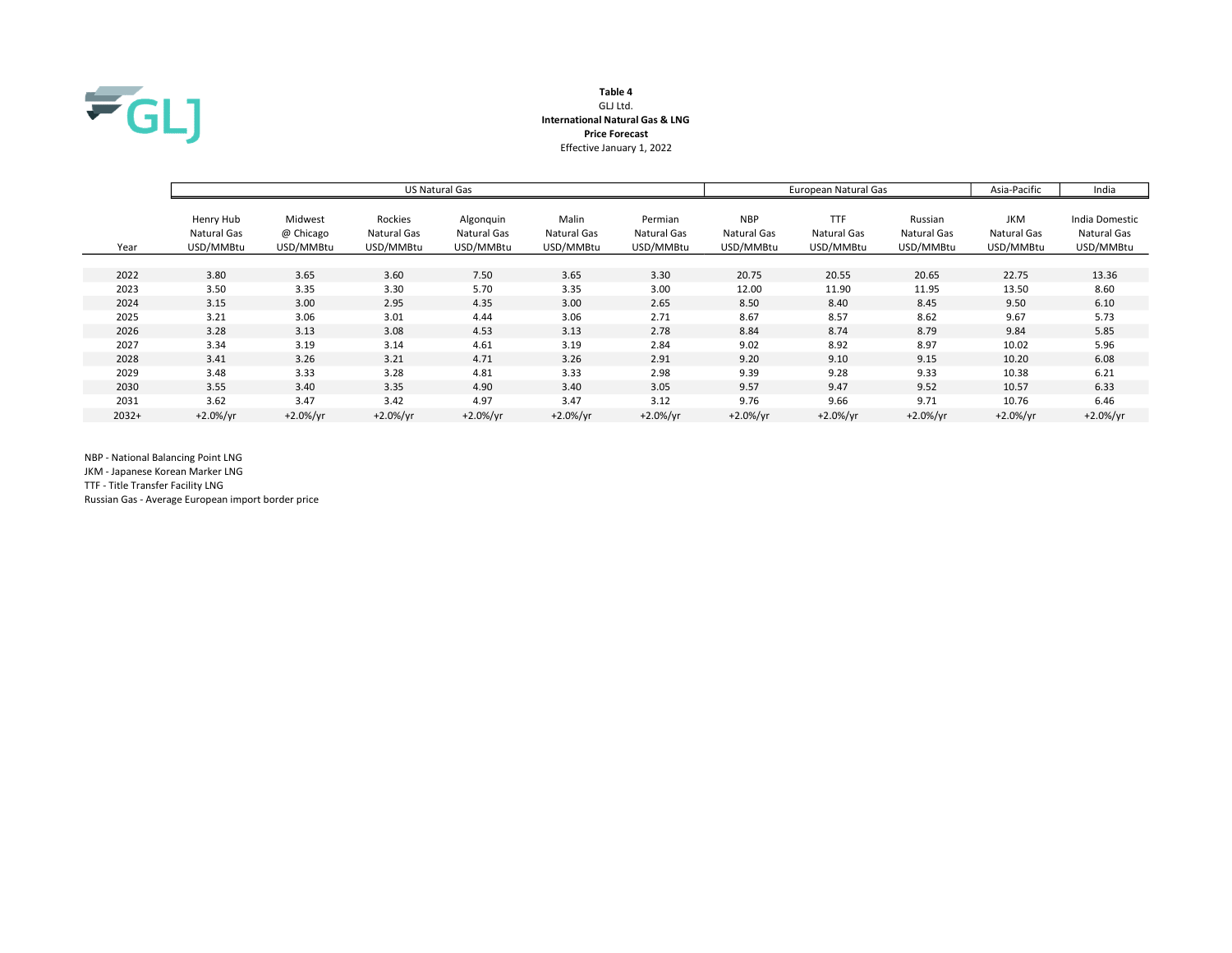**Table 4**
GLJ Ltd.
**International Natural Gas & LNG**
**Price Forecast**
Effective January 1, 2022

| | US Natural Gas | | | | | | European Natural Gas | | | Asia-Pacific | India |
|---|---|---|---|---|---|---|---|---|---|---|---|
| Year | Henry Hub Natural Gas USD/MMBtu | Midwest @ Chicago USD/MMBtu | Rockies Natural Gas USD/MMBtu | Algonquin Natural Gas USD/MMBtu | Malin Natural Gas USD/MMBtu | Permian Natural Gas USD/MMBtu | NBP Natural Gas USD/MMBtu | TTF Natural Gas USD/MMBtu | Russian Natural Gas USD/MMBtu | JKM Natural Gas USD/MMBtu | India Domestic Natural Gas USD/MMBtu |
| 2022 | 3.80 | 3.65 | 3.60 | 7.50 | 3.65 | 3.30 | 20.75 | 20.55 | 20.65 | 22.75 | 13.36 |
| 2023 | 3.50 | 3.35 | 3.30 | 5.70 | 3.35 | 3.00 | 12.00 | 11.90 | 11.95 | 13.50 | 8.60 |
| 2024 | 3.15 | 3.00 | 2.95 | 4.35 | 3.00 | 2.65 | 8.50 | 8.40 | 8.45 | 9.50 | 6.10 |
| 2025 | 3.21 | 3.06 | 3.01 | 4.44 | 3.06 | 2.71 | 8.67 | 8.57 | 8.62 | 9.67 | 5.73 |
| 2026 | 3.28 | 3.13 | 3.08 | 4.53 | 3.13 | 2.78 | 8.84 | 8.74 | 8.79 | 9.84 | 5.85 |
| 2027 | 3.34 | 3.19 | 3.14 | 4.61 | 3.19 | 2.84 | 9.02 | 8.92 | 8.97 | 10.02 | 5.96 |
| 2028 | 3.41 | 3.26 | 3.21 | 4.71 | 3.26 | 2.91 | 9.20 | 9.10 | 9.15 | 10.20 | 6.08 |
| 2029 | 3.48 | 3.33 | 3.28 | 4.81 | 3.33 | 2.98 | 9.39 | 9.28 | 9.33 | 10.38 | 6.21 |
| 2030 | 3.55 | 3.40 | 3.35 | 4.90 | 3.40 | 3.05 | 9.57 | 9.47 | 9.52 | 10.57 | 6.33 |
| 2031 | 3.62 | 3.47 | 3.42 | 4.97 | 3.47 | 3.12 | 9.76 | 9.66 | 9.71 | 10.76 | 6.46 |
| 2032+ | +2.0%/yr | +2.0%/yr | +2.0%/yr | +2.0%/yr | +2.0%/yr | +2.0%/yr | +2.0%/yr | +2.0%/yr | +2.0%/yr | +2.0%/yr | +2.0%/yr |

NBP - National Balancing Point LNG
JKM - Japanese Korean Marker LNG
TTF - Title Transfer Facility LNG
Russian Gas - Average European import border price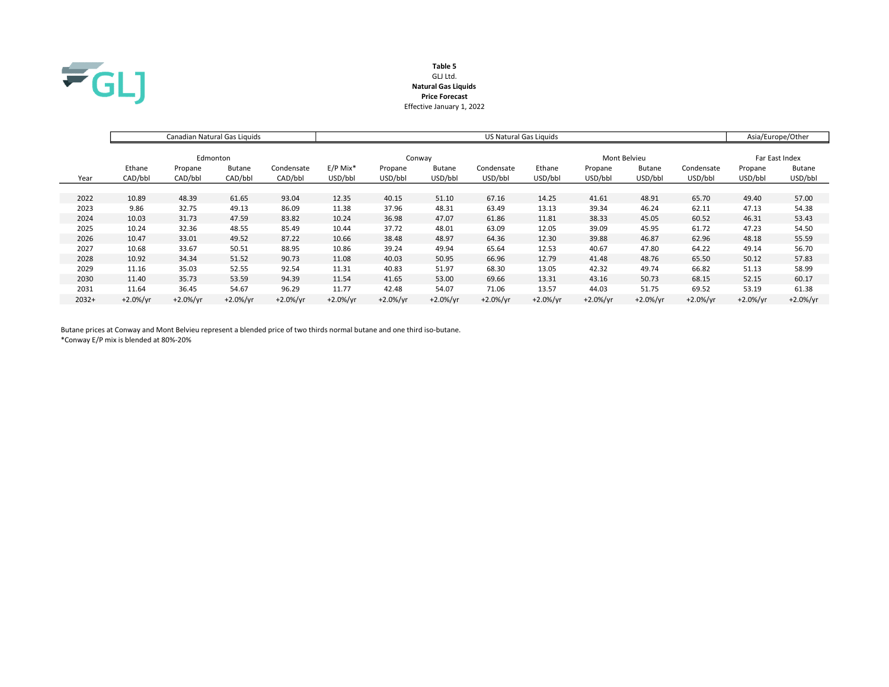**Table 5**
GLJ Ltd.
**Natural Gas Liquids**
**Price Forecast**
Effective January 1, 2022

| | Canadian Natural Gas Liquids | | | | US Natural Gas Liquids | | | | | | | | Asia/Europe/Other | |
|---|---|---|---|---|---|---|---|---|---|---|---|---|---|---|
| | Edmonton | | | | Conway | | | | Mont Belvieu | | | | Far East Index | |
| | Ethane | Propane | Butane | Condensate | E/P Mix* | Propane | Butane | Condensate | Ethane | Propane | Butane | Condensate | Propane | Butane |
| Year | CAD/bbl | CAD/bbl | CAD/bbl | CAD/bbl | USD/bbl | USD/bbl | USD/bbl | USD/bbl | USD/bbl | USD/bbl | USD/bbl | USD/bbl | USD/bbl | USD/bbl |
| 2022 | 10.89 | 48.39 | 61.65 | 93.04 | 12.35 | 40.15 | 51.10 | 67.16 | 14.25 | 41.61 | 48.91 | 65.70 | 49.40 | 57.00 |
| 2023 | 9.86 | 32.75 | 49.13 | 86.09 | 11.38 | 37.96 | 48.31 | 63.49 | 13.13 | 39.34 | 46.24 | 62.11 | 47.13 | 54.38 |
| 2024 | 10.03 | 31.73 | 47.59 | 83.82 | 10.24 | 36.98 | 47.07 | 61.86 | 11.81 | 38.33 | 45.05 | 60.52 | 46.31 | 53.43 |
| 2025 | 10.24 | 32.36 | 48.55 | 85.49 | 10.44 | 37.72 | 48.01 | 63.09 | 12.05 | 39.09 | 45.95 | 61.72 | 47.23 | 54.50 |
| 2026 | 10.47 | 33.01 | 49.52 | 87.22 | 10.66 | 38.48 | 48.97 | 64.36 | 12.30 | 39.88 | 46.87 | 62.96 | 48.18 | 55.59 |
| 2027 | 10.68 | 33.67 | 50.51 | 88.95 | 10.86 | 39.24 | 49.94 | 65.64 | 12.53 | 40.67 | 47.80 | 64.22 | 49.14 | 56.70 |
| 2028 | 10.92 | 34.34 | 51.52 | 90.73 | 11.08 | 40.03 | 50.95 | 66.96 | 12.79 | 41.48 | 48.76 | 65.50 | 50.12 | 57.83 |
| 2029 | 11.16 | 35.03 | 52.55 | 92.54 | 11.31 | 40.83 | 51.97 | 68.30 | 13.05 | 42.32 | 49.74 | 66.82 | 51.13 | 58.99 |
| 2030 | 11.40 | 35.73 | 53.59 | 94.39 | 11.54 | 41.65 | 53.00 | 69.66 | 13.31 | 43.16 | 50.73 | 68.15 | 52.15 | 60.17 |
| 2031 | 11.64 | 36.45 | 54.67 | 96.29 | 11.77 | 42.48 | 54.07 | 71.06 | 13.57 | 44.03 | 51.75 | 69.52 | 53.19 | 61.38 |
| 2032+ | +2.0%/yr | +2.0%/yr | +2.0%/yr | +2.0%/yr | +2.0%/yr | +2.0%/yr | +2.0%/yr | +2.0%/yr | +2.0%/yr | +2.0%/yr | +2.0%/yr | +2.0%/yr | +2.0%/yr | +2.0%/yr |

Butane prices at Conway and Mont Belvieu represent a blended price of two thirds normal butane and one third iso-butane.
*Conway E/P mix is blended at 80%-20%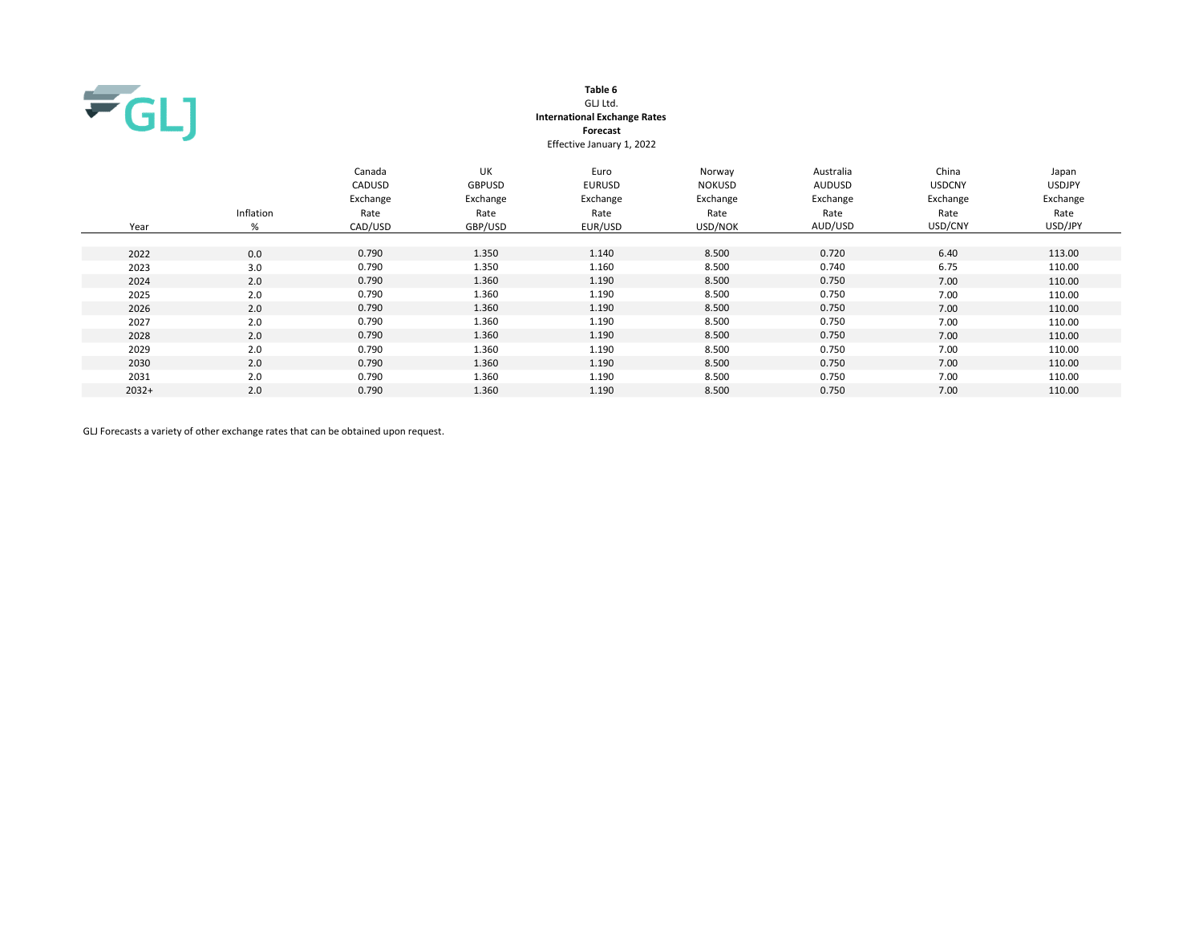**Table 6**
GLJ Ltd.
**International Exchange Rates**
**Forecast**
Effective January 1, 2022

| Year | Inflation % | Canada CADUSD Exchange Rate CAD/USD | UK GBPUSD Exchange Rate GBP/USD | Euro EURUSD Exchange Rate EUR/USD | Norway NOKUSD Exchange Rate USD/NOK | Australia AUDUSD Exchange Rate AUD/USD | China USDCNY Exchange Rate USD/CNY | Japan USDJPY Exchange Rate USD/JPY |
|---|---|---|---|---|---|---|---|---|
| 2022 | 0.0 | 0.790 | 1.350 | 1.140 | 8.500 | 0.720 | 6.40 | 113.00 |
| 2023 | 3.0 | 0.790 | 1.350 | 1.160 | 8.500 | 0.740 | 6.75 | 110.00 |
| 2024 | 2.0 | 0.790 | 1.360 | 1.190 | 8.500 | 0.750 | 7.00 | 110.00 |
| 2025 | 2.0 | 0.790 | 1.360 | 1.190 | 8.500 | 0.750 | 7.00 | 110.00 |
| 2026 | 2.0 | 0.790 | 1.360 | 1.190 | 8.500 | 0.750 | 7.00 | 110.00 |
| 2027 | 2.0 | 0.790 | 1.360 | 1.190 | 8.500 | 0.750 | 7.00 | 110.00 |
| 2028 | 2.0 | 0.790 | 1.360 | 1.190 | 8.500 | 0.750 | 7.00 | 110.00 |
| 2029 | 2.0 | 0.790 | 1.360 | 1.190 | 8.500 | 0.750 | 7.00 | 110.00 |
| 2030 | 2.0 | 0.790 | 1.360 | 1.190 | 8.500 | 0.750 | 7.00 | 110.00 |
| 2031 | 2.0 | 0.790 | 1.360 | 1.190 | 8.500 | 0.750 | 7.00 | 110.00 |
| 2032+ | 2.0 | 0.790 | 1.360 | 1.190 | 8.500 | 0.750 | 7.00 | 110.00 |

GLJ Forecasts a variety of other exchange rates that can be obtained upon request.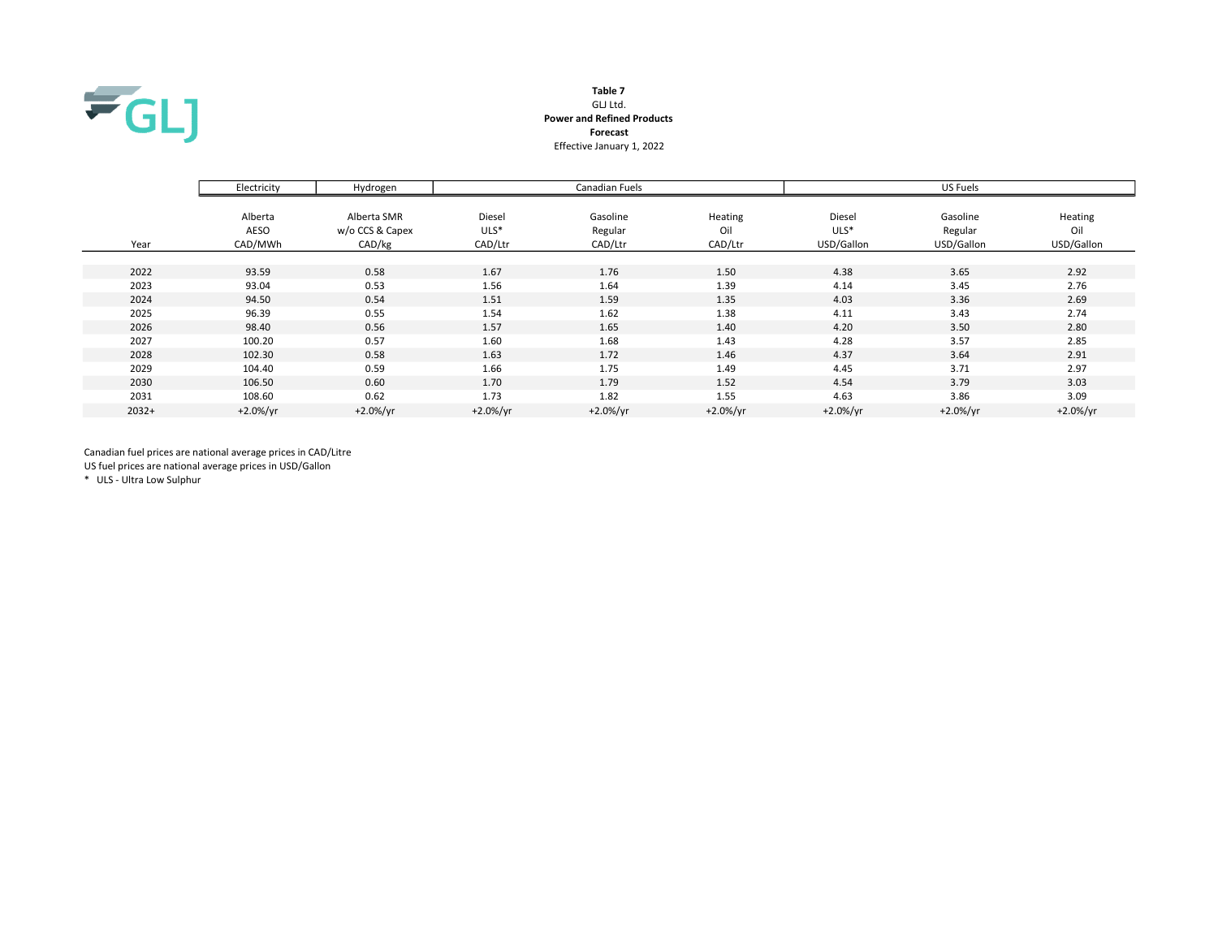**Table 7**
GLJ Ltd.
**Power and Refined Products**
**Forecast**
Effective January 1, 2022

| | Electricity | Hydrogen | Canadian Fuels | | | US Fuels | | |
|---|---|---|---|---|---|---|---|---|
| Year | Alberta AESO CAD/MWh | Alberta SMR w/o CCS & Capex CAD/kg | Diesel ULS* CAD/Ltr | Gasoline Regular CAD/Ltr | Heating Oil CAD/Ltr | Diesel ULS* USD/Gallon | Gasoline Regular USD/Gallon | Heating Oil USD/Gallon |
| 2022 | 93.59 | 0.58 | 1.67 | 1.76 | 1.50 | 4.38 | 3.65 | 2.92 |
| 2023 | 93.04 | 0.53 | 1.56 | 1.64 | 1.39 | 4.14 | 3.45 | 2.76 |
| 2024 | 94.50 | 0.54 | 1.51 | 1.59 | 1.35 | 4.03 | 3.36 | 2.69 |
| 2025 | 96.39 | 0.55 | 1.54 | 1.62 | 1.38 | 4.11 | 3.43 | 2.74 |
| 2026 | 98.40 | 0.56 | 1.57 | 1.65 | 1.40 | 4.20 | 3.50 | 2.80 |
| 2027 | 100.20 | 0.57 | 1.60 | 1.68 | 1.43 | 4.28 | 3.57 | 2.85 |
| 2028 | 102.30 | 0.58 | 1.63 | 1.72 | 1.46 | 4.37 | 3.64 | 2.91 |
| 2029 | 104.40 | 0.59 | 1.66 | 1.75 | 1.49 | 4.45 | 3.71 | 2.97 |
| 2030 | 106.50 | 0.60 | 1.70 | 1.79 | 1.52 | 4.54 | 3.79 | 3.03 |
| 2031 | 108.60 | 0.62 | 1.73 | 1.82 | 1.55 | 4.63 | 3.86 | 3.09 |
| 2032+ | +2.0%/yr | +2.0%/yr | +2.0%/yr | +2.0%/yr | +2.0%/yr | +2.0%/yr | +2.0%/yr | +2.0%/yr |

Canadian fuel prices are national average prices in CAD/Litre
US fuel prices are national average prices in USD/Gallon
* ULS - Ultra Low Sulphur